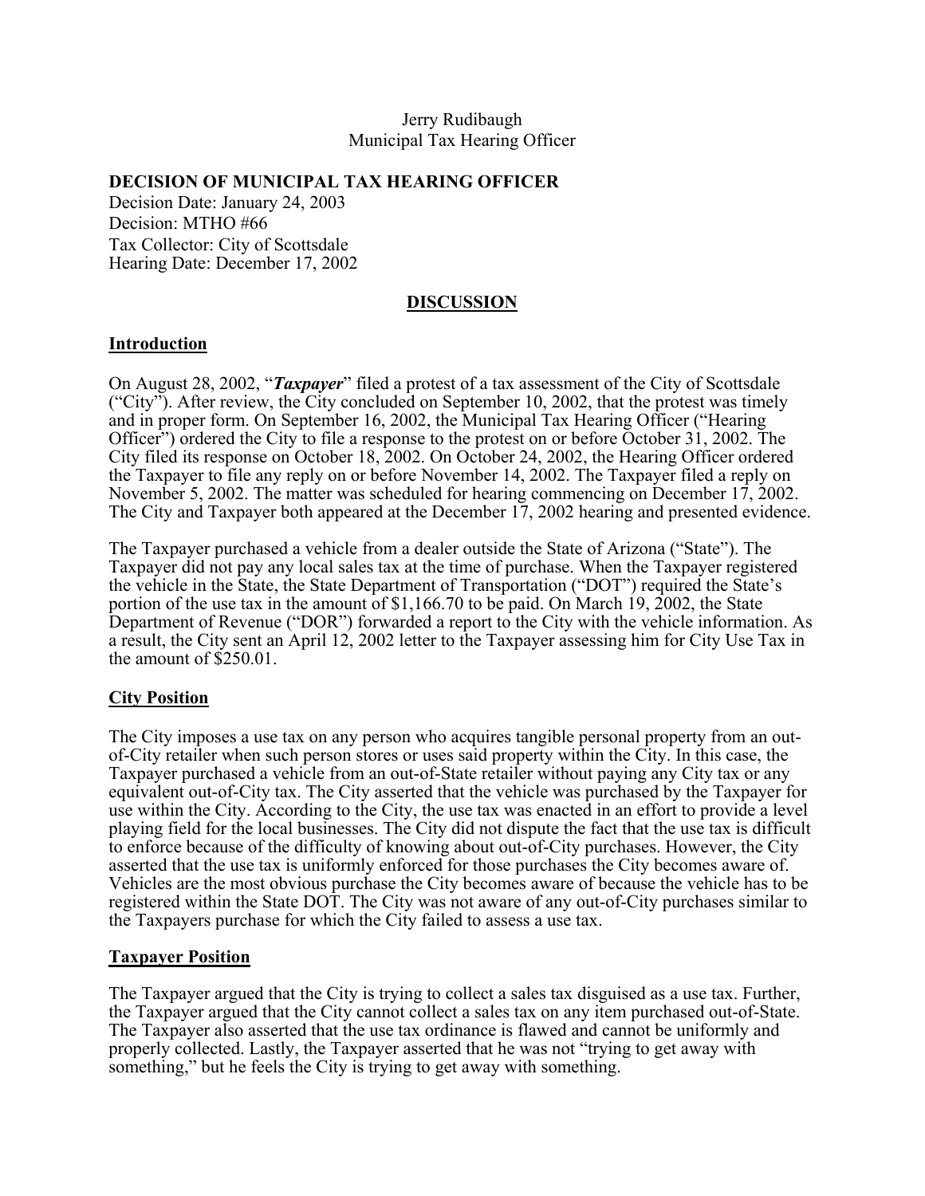Jerry Rudibaugh
Municipal Tax Hearing Officer

**DECISION OF MUNICIPAL TAX HEARING OFFICER**
Decision Date: January 24, 2003
Decision: MTHO #66
Tax Collector: City of Scottsdale
Hearing Date: December 17, 2002

## DISCUSSION

### Introduction

On August 28, 2002, "***Taxpayer***" filed a protest of a tax assessment of the City of Scottsdale ("City"). After review, the City concluded on September 10, 2002, that the protest was timely and in proper form. On September 16, 2002, the Municipal Tax Hearing Officer ("Hearing Officer") ordered the City to file a response to the protest on or before October 31, 2002. The City filed its response on October 18, 2002. On October 24, 2002, the Hearing Officer ordered the Taxpayer to file any reply on or before November 14, 2002. The Taxpayer filed a reply on November 5, 2002. The matter was scheduled for hearing commencing on December 17, 2002. The City and Taxpayer both appeared at the December 17, 2002 hearing and presented evidence.

The Taxpayer purchased a vehicle from a dealer outside the State of Arizona ("State"). The Taxpayer did not pay any local sales tax at the time of purchase. When the Taxpayer registered the vehicle in the State, the State Department of Transportation ("DOT") required the State's portion of the use tax in the amount of $1,166.70 to be paid. On March 19, 2002, the State Department of Revenue ("DOR") forwarded a report to the City with the vehicle information. As a result, the City sent an April 12, 2002 letter to the Taxpayer assessing him for City Use Tax in the amount of $250.01.

### City Position

The City imposes a use tax on any person who acquires tangible personal property from an out-of-City retailer when such person stores or uses said property within the City. In this case, the Taxpayer purchased a vehicle from an out-of-State retailer without paying any City tax or any equivalent out-of-City tax. The City asserted that the vehicle was purchased by the Taxpayer for use within the City. According to the City, the use tax was enacted in an effort to provide a level playing field for the local businesses. The City did not dispute the fact that the use tax is difficult to enforce because of the difficulty of knowing about out-of-City purchases. However, the City asserted that the use tax is uniformly enforced for those purchases the City becomes aware of. Vehicles are the most obvious purchase the City becomes aware of because the vehicle has to be registered within the State DOT. The City was not aware of any out-of-City purchases similar to the Taxpayers purchase for which the City failed to assess a use tax.

### Taxpayer Position

The Taxpayer argued that the City is trying to collect a sales tax disguised as a use tax. Further, the Taxpayer argued that the City cannot collect a sales tax on any item purchased out-of-State. The Taxpayer also asserted that the use tax ordinance is flawed and cannot be uniformly and properly collected. Lastly, the Taxpayer asserted that he was not "trying to get away with something," but he feels the City is trying to get away with something.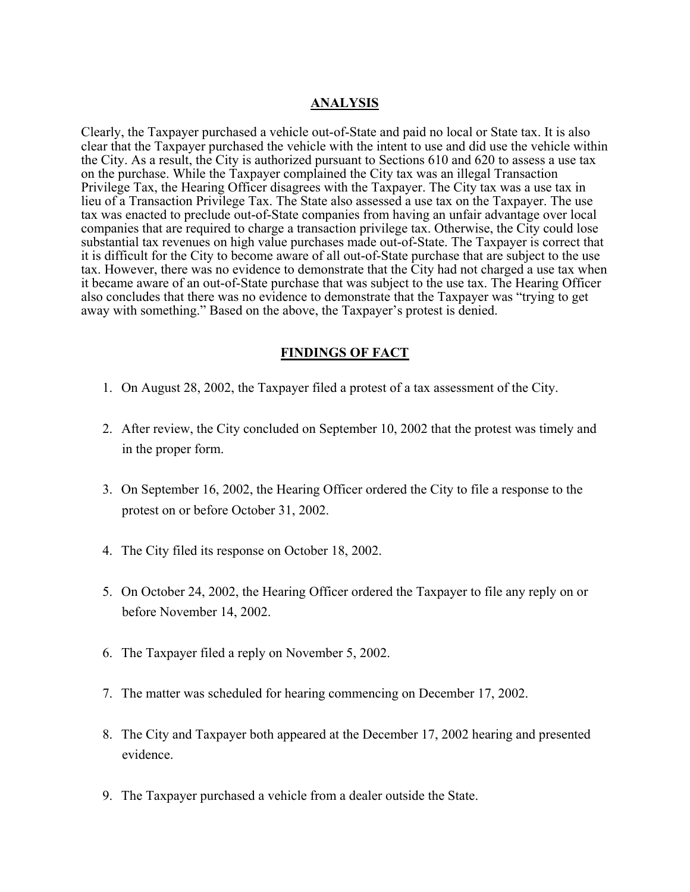## ANALYSIS

Clearly, the Taxpayer purchased a vehicle out-of-State and paid no local or State tax. It is also clear that the Taxpayer purchased the vehicle with the intent to use and did use the vehicle within the City. As a result, the City is authorized pursuant to Sections 610 and 620 to assess a use tax on the purchase. While the Taxpayer complained the City tax was an illegal Transaction Privilege Tax, the Hearing Officer disagrees with the Taxpayer. The City tax was a use tax in lieu of a Transaction Privilege Tax. The State also assessed a use tax on the Taxpayer. The use tax was enacted to preclude out-of-State companies from having an unfair advantage over local companies that are required to charge a transaction privilege tax. Otherwise, the City could lose substantial tax revenues on high value purchases made out-of-State. The Taxpayer is correct that it is difficult for the City to become aware of all out-of-State purchase that are subject to the use tax. However, there was no evidence to demonstrate that the City had not charged a use tax when it became aware of an out-of-State purchase that was subject to the use tax. The Hearing Officer also concludes that there was no evidence to demonstrate that the Taxpayer was "trying to get away with something." Based on the above, the Taxpayer's protest is denied.

## FINDINGS OF FACT

1. On August 28, 2002, the Taxpayer filed a protest of a tax assessment of the City.
2. After review, the City concluded on September 10, 2002 that the protest was timely and in the proper form.
3. On September 16, 2002, the Hearing Officer ordered the City to file a response to the protest on or before October 31, 2002.
4. The City filed its response on October 18, 2002.
5. On October 24, 2002, the Hearing Officer ordered the Taxpayer to file any reply on or before November 14, 2002.
6. The Taxpayer filed a reply on November 5, 2002.
7. The matter was scheduled for hearing commencing on December 17, 2002.
8. The City and Taxpayer both appeared at the December 17, 2002 hearing and presented evidence.
9. The Taxpayer purchased a vehicle from a dealer outside the State.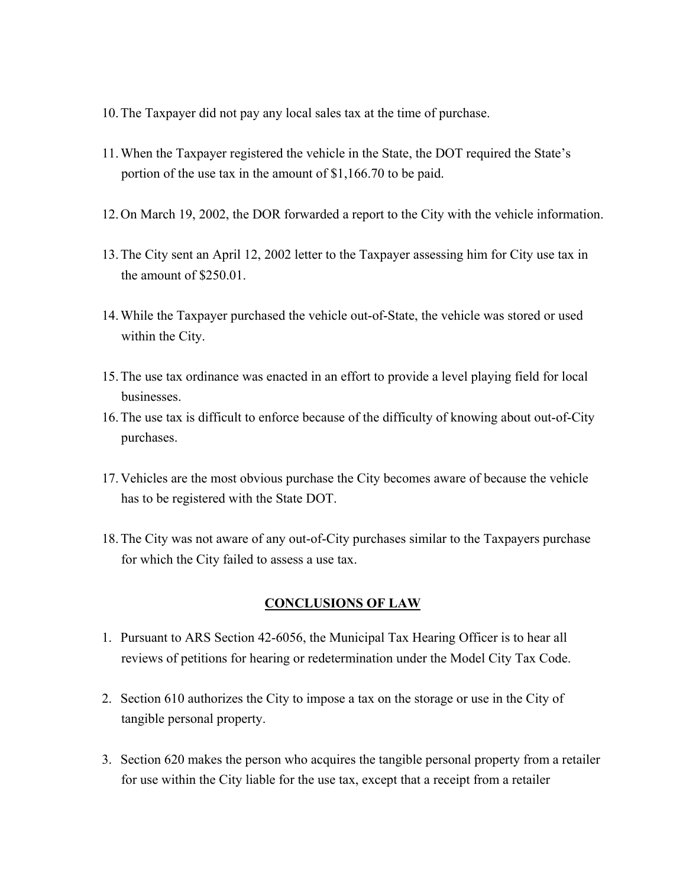10. The Taxpayer did not pay any local sales tax at the time of purchase.

11. When the Taxpayer registered the vehicle in the State, the DOT required the State's portion of the use tax in the amount of $1,166.70 to be paid.

12. On March 19, 2002, the DOR forwarded a report to the City with the vehicle information.

13. The City sent an April 12, 2002 letter to the Taxpayer assessing him for City use tax in the amount of $250.01.

14. While the Taxpayer purchased the vehicle out-of-State, the vehicle was stored or used within the City.

15. The use tax ordinance was enacted in an effort to provide a level playing field for local businesses.

16. The use tax is difficult to enforce because of the difficulty of knowing about out-of-City purchases.

17. Vehicles are the most obvious purchase the City becomes aware of because the vehicle has to be registered with the State DOT.

18. The City was not aware of any out-of-City purchases similar to the Taxpayers purchase for which the City failed to assess a use tax.

## CONCLUSIONS OF LAW

1. Pursuant to ARS Section 42-6056, the Municipal Tax Hearing Officer is to hear all reviews of petitions for hearing or redetermination under the Model City Tax Code.

2. Section 610 authorizes the City to impose a tax on the storage or use in the City of tangible personal property.

3. Section 620 makes the person who acquires the tangible personal property from a retailer for use within the City liable for the use tax, except that a receipt from a retailer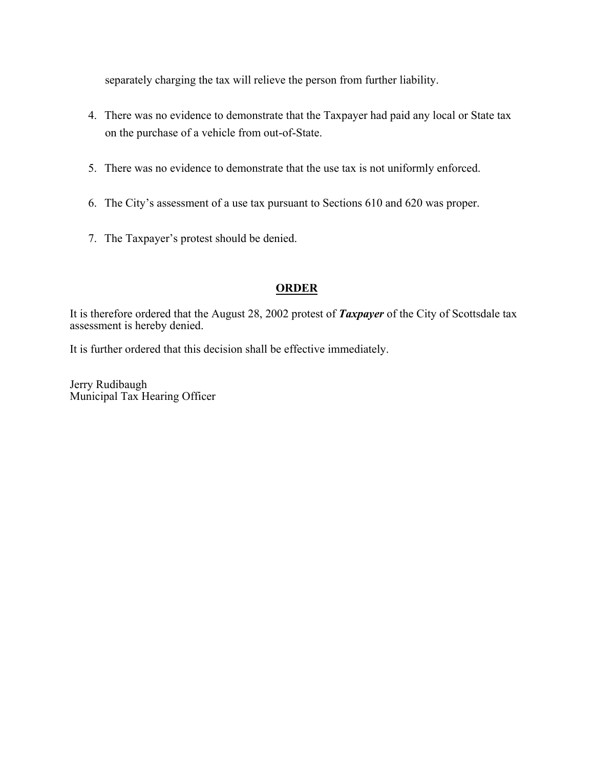separately charging the tax will relieve the person from further liability.

4. There was no evidence to demonstrate that the Taxpayer had paid any local or State tax on the purchase of a vehicle from out-of-State.

5. There was no evidence to demonstrate that the use tax is not uniformly enforced.

6. The City's assessment of a use tax pursuant to Sections 610 and 620 was proper.

7. The Taxpayer's protest should be denied.

## ORDER

It is therefore ordered that the August 28, 2002 protest of ***Taxpayer*** of the City of Scottsdale tax assessment is hereby denied.

It is further ordered that this decision shall be effective immediately.

Jerry Rudibaugh
Municipal Tax Hearing Officer